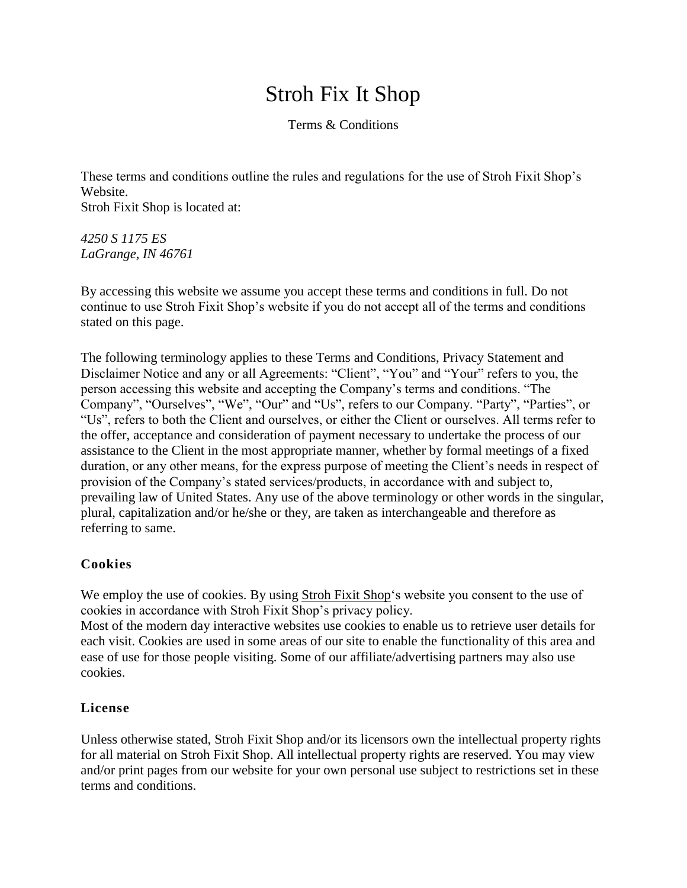# Stroh Fix It Shop

Terms & Conditions

These terms and conditions outline the rules and regulations for the use of Stroh Fixit Shop's Website.
Stroh Fixit Shop is located at:

*4250 S 1175 ES*
*LaGrange, IN 46761*

By accessing this website we assume you accept these terms and conditions in full. Do not continue to use Stroh Fixit Shop's website if you do not accept all of the terms and conditions stated on this page.

The following terminology applies to these Terms and Conditions, Privacy Statement and Disclaimer Notice and any or all Agreements: "Client", "You" and "Your" refers to you, the person accessing this website and accepting the Company's terms and conditions. "The Company", "Ourselves", "We", "Our" and "Us", refers to our Company. "Party", "Parties", or "Us", refers to both the Client and ourselves, or either the Client or ourselves. All terms refer to the offer, acceptance and consideration of payment necessary to undertake the process of our assistance to the Client in the most appropriate manner, whether by formal meetings of a fixed duration, or any other means, for the express purpose of meeting the Client's needs in respect of provision of the Company's stated services/products, in accordance with and subject to, prevailing law of United States. Any use of the above terminology or other words in the singular, plural, capitalization and/or he/she or they, are taken as interchangeable and therefore as referring to same.

### Cookies

We employ the use of cookies. By using Stroh Fixit Shop's website you consent to the use of cookies in accordance with Stroh Fixit Shop's privacy policy.
Most of the modern day interactive websites use cookies to enable us to retrieve user details for each visit. Cookies are used in some areas of our site to enable the functionality of this area and ease of use for those people visiting. Some of our affiliate/advertising partners may also use cookies.

### License

Unless otherwise stated, Stroh Fixit Shop and/or its licensors own the intellectual property rights for all material on Stroh Fixit Shop. All intellectual property rights are reserved. You may view and/or print pages from our website for your own personal use subject to restrictions set in these terms and conditions.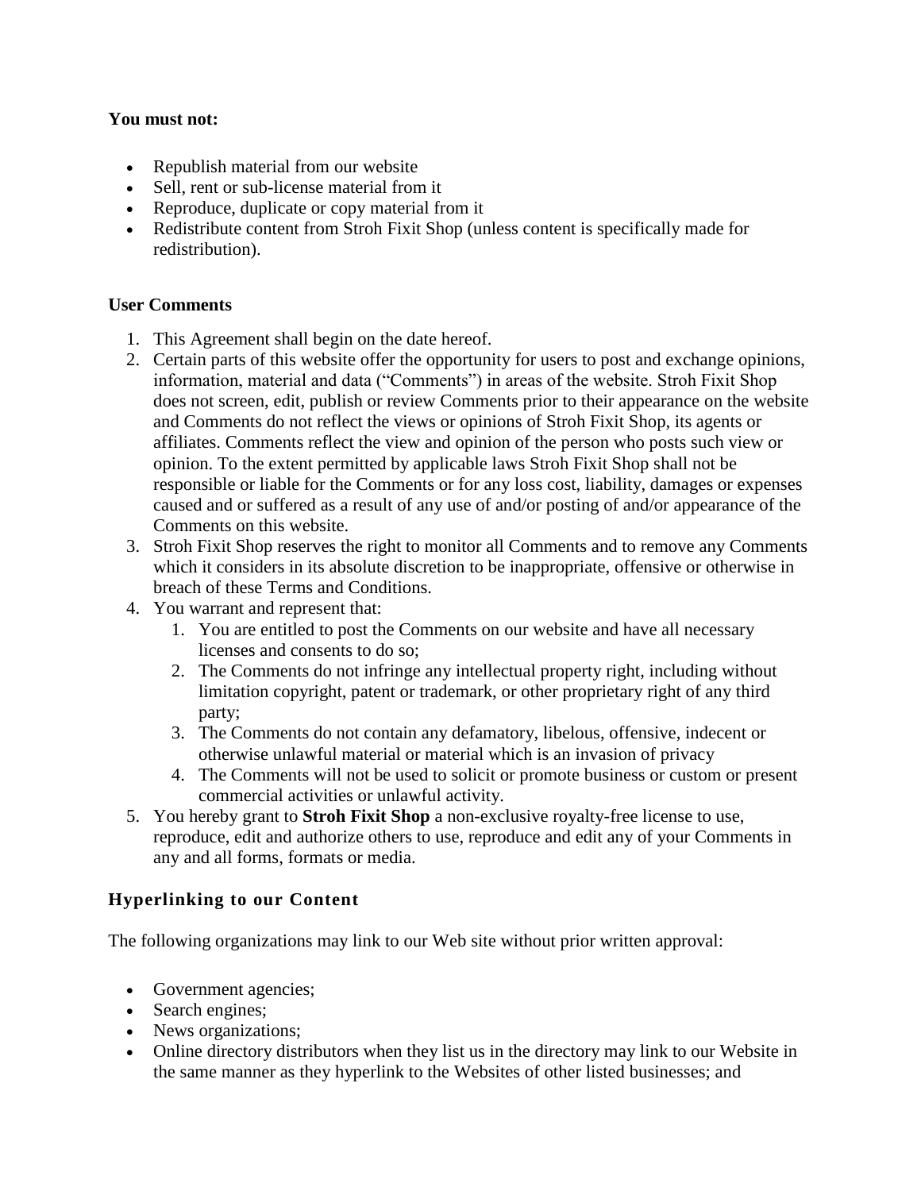**You must not:**

- Republish material from our website
- Sell, rent or sub-license material from it
- Reproduce, duplicate or copy material from it
- Redistribute content from Stroh Fixit Shop (unless content is specifically made for redistribution).

**User Comments**

1. This Agreement shall begin on the date hereof.
2. Certain parts of this website offer the opportunity for users to post and exchange opinions, information, material and data ("Comments") in areas of the website. Stroh Fixit Shop does not screen, edit, publish or review Comments prior to their appearance on the website and Comments do not reflect the views or opinions of Stroh Fixit Shop, its agents or affiliates. Comments reflect the view and opinion of the person who posts such view or opinion. To the extent permitted by applicable laws Stroh Fixit Shop shall not be responsible or liable for the Comments or for any loss cost, liability, damages or expenses caused and or suffered as a result of any use of and/or posting of and/or appearance of the Comments on this website.
3. Stroh Fixit Shop reserves the right to monitor all Comments and to remove any Comments which it considers in its absolute discretion to be inappropriate, offensive or otherwise in breach of these Terms and Conditions.
4. You warrant and represent that:
   1. You are entitled to post the Comments on our website and have all necessary licenses and consents to do so;
   2. The Comments do not infringe any intellectual property right, including without limitation copyright, patent or trademark, or other proprietary right of any third party;
   3. The Comments do not contain any defamatory, libelous, offensive, indecent or otherwise unlawful material or material which is an invasion of privacy
   4. The Comments will not be used to solicit or promote business or custom or present commercial activities or unlawful activity.
5. You hereby grant to **Stroh Fixit Shop** a non-exclusive royalty-free license to use, reproduce, edit and authorize others to use, reproduce and edit any of your Comments in any and all forms, formats or media.

### Hyperlinking to our Content

The following organizations may link to our Web site without prior written approval:

- Government agencies;
- Search engines;
- News organizations;
- Online directory distributors when they list us in the directory may link to our Website in the same manner as they hyperlink to the Websites of other listed businesses; and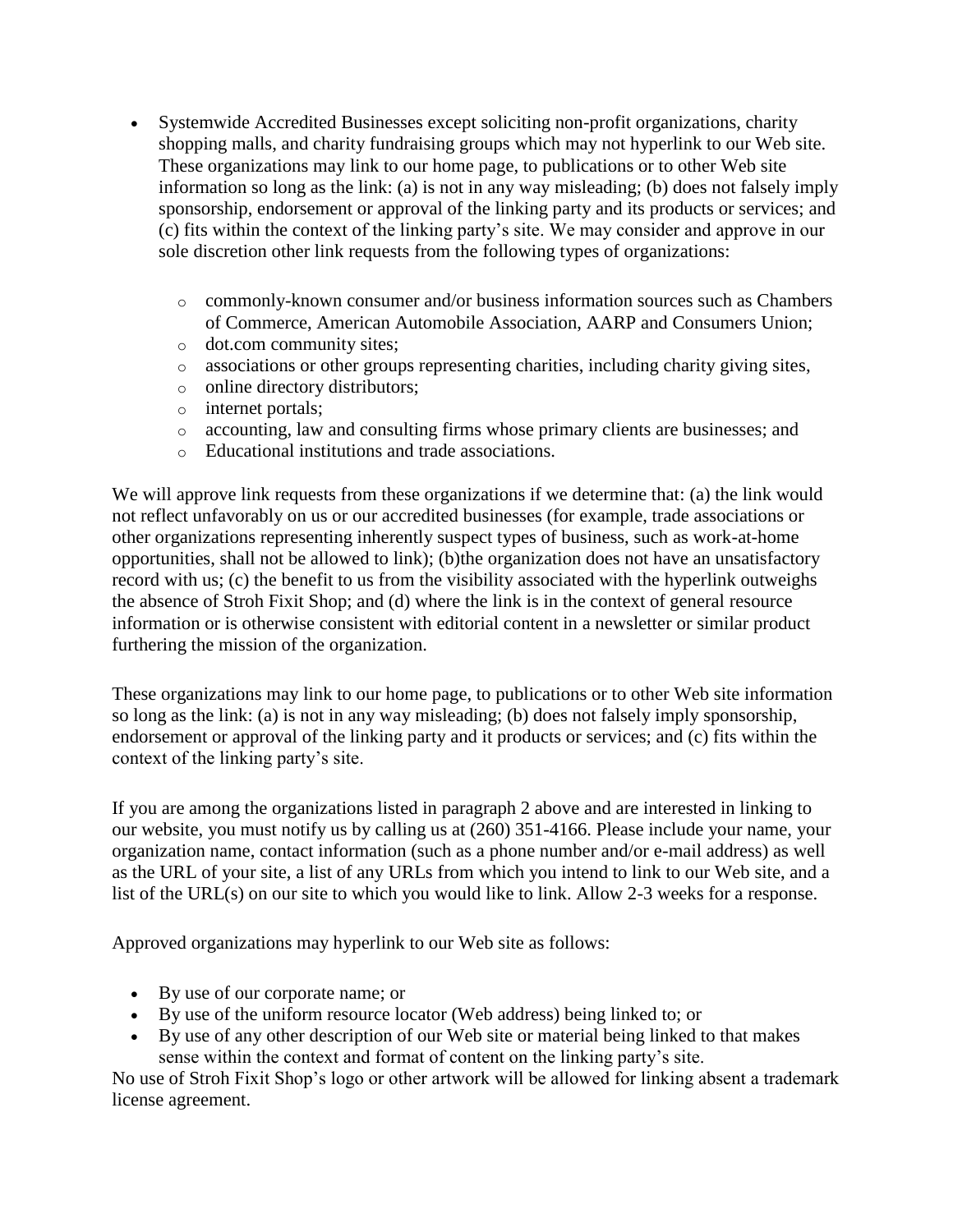- Systemwide Accredited Businesses except soliciting non-profit organizations, charity shopping malls, and charity fundraising groups which may not hyperlink to our Web site. These organizations may link to our home page, to publications or to other Web site information so long as the link: (a) is not in any way misleading; (b) does not falsely imply sponsorship, endorsement or approval of the linking party and its products or services; and (c) fits within the context of the linking party's site. We may consider and approve in our sole discretion other link requests from the following types of organizations:
  - commonly-known consumer and/or business information sources such as Chambers of Commerce, American Automobile Association, AARP and Consumers Union;
  - dot.com community sites;
  - associations or other groups representing charities, including charity giving sites,
  - online directory distributors;
  - internet portals;
  - accounting, law and consulting firms whose primary clients are businesses; and
  - Educational institutions and trade associations.

We will approve link requests from these organizations if we determine that: (a) the link would not reflect unfavorably on us or our accredited businesses (for example, trade associations or other organizations representing inherently suspect types of business, such as work-at-home opportunities, shall not be allowed to link); (b)the organization does not have an unsatisfactory record with us; (c) the benefit to us from the visibility associated with the hyperlink outweighs the absence of Stroh Fixit Shop; and (d) where the link is in the context of general resource information or is otherwise consistent with editorial content in a newsletter or similar product furthering the mission of the organization.

These organizations may link to our home page, to publications or to other Web site information so long as the link: (a) is not in any way misleading; (b) does not falsely imply sponsorship, endorsement or approval of the linking party and it products or services; and (c) fits within the context of the linking party's site.

If you are among the organizations listed in paragraph 2 above and are interested in linking to our website, you must notify us by calling us at (260) 351-4166. Please include your name, your organization name, contact information (such as a phone number and/or e-mail address) as well as the URL of your site, a list of any URLs from which you intend to link to our Web site, and a list of the URL(s) on our site to which you would like to link. Allow 2-3 weeks for a response.

Approved organizations may hyperlink to our Web site as follows:

- By use of our corporate name; or
- By use of the uniform resource locator (Web address) being linked to; or
- By use of any other description of our Web site or material being linked to that makes sense within the context and format of content on the linking party's site.

No use of Stroh Fixit Shop's logo or other artwork will be allowed for linking absent a trademark license agreement.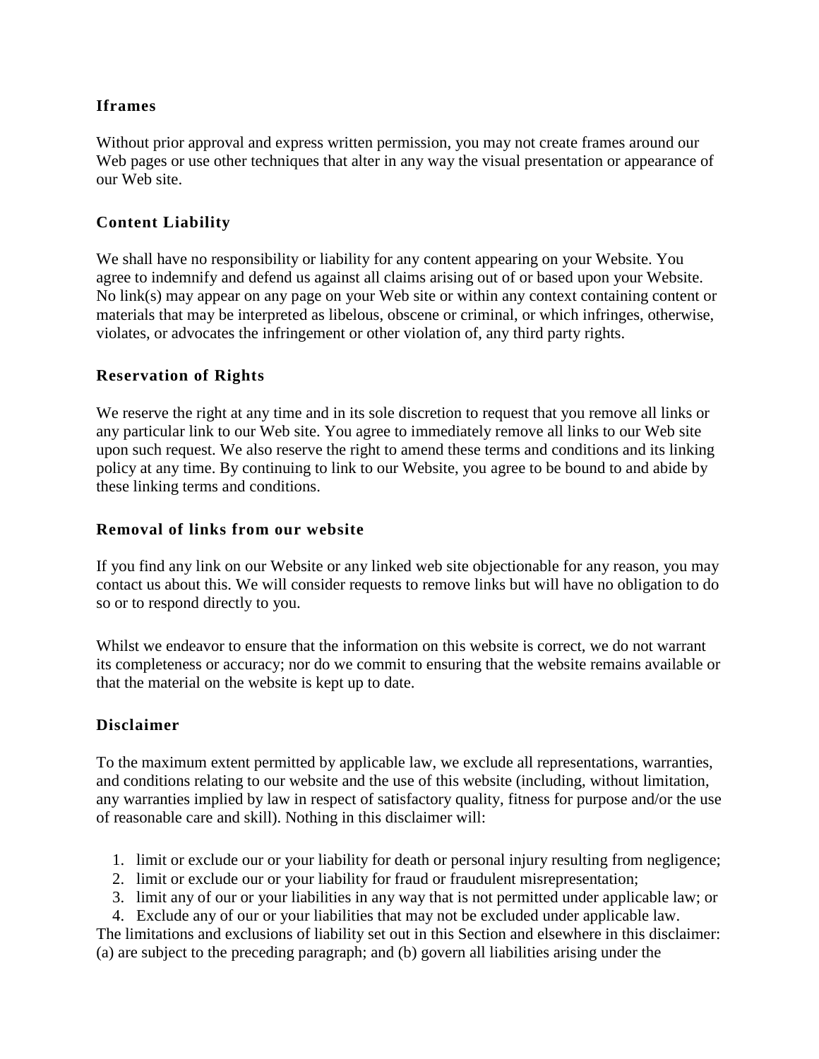### Iframes

Without prior approval and express written permission, you may not create frames around our Web pages or use other techniques that alter in any way the visual presentation or appearance of our Web site.

### Content Liability

We shall have no responsibility or liability for any content appearing on your Website. You agree to indemnify and defend us against all claims arising out of or based upon your Website. No link(s) may appear on any page on your Web site or within any context containing content or materials that may be interpreted as libelous, obscene or criminal, or which infringes, otherwise, violates, or advocates the infringement or other violation of, any third party rights.

### Reservation of Rights

We reserve the right at any time and in its sole discretion to request that you remove all links or any particular link to our Web site. You agree to immediately remove all links to our Web site upon such request. We also reserve the right to amend these terms and conditions and its linking policy at any time. By continuing to link to our Website, you agree to be bound to and abide by these linking terms and conditions.

### Removal of links from our website

If you find any link on our Website or any linked web site objectionable for any reason, you may contact us about this. We will consider requests to remove links but will have no obligation to do so or to respond directly to you.

Whilst we endeavor to ensure that the information on this website is correct, we do not warrant its completeness or accuracy; nor do we commit to ensuring that the website remains available or that the material on the website is kept up to date.

### Disclaimer

To the maximum extent permitted by applicable law, we exclude all representations, warranties, and conditions relating to our website and the use of this website (including, without limitation, any warranties implied by law in respect of satisfactory quality, fitness for purpose and/or the use of reasonable care and skill). Nothing in this disclaimer will:

1. limit or exclude our or your liability for death or personal injury resulting from negligence;
2. limit or exclude our or your liability for fraud or fraudulent misrepresentation;
3. limit any of our or your liabilities in any way that is not permitted under applicable law; or
4. Exclude any of our or your liabilities that may not be excluded under applicable law.

The limitations and exclusions of liability set out in this Section and elsewhere in this disclaimer: (a) are subject to the preceding paragraph; and (b) govern all liabilities arising under the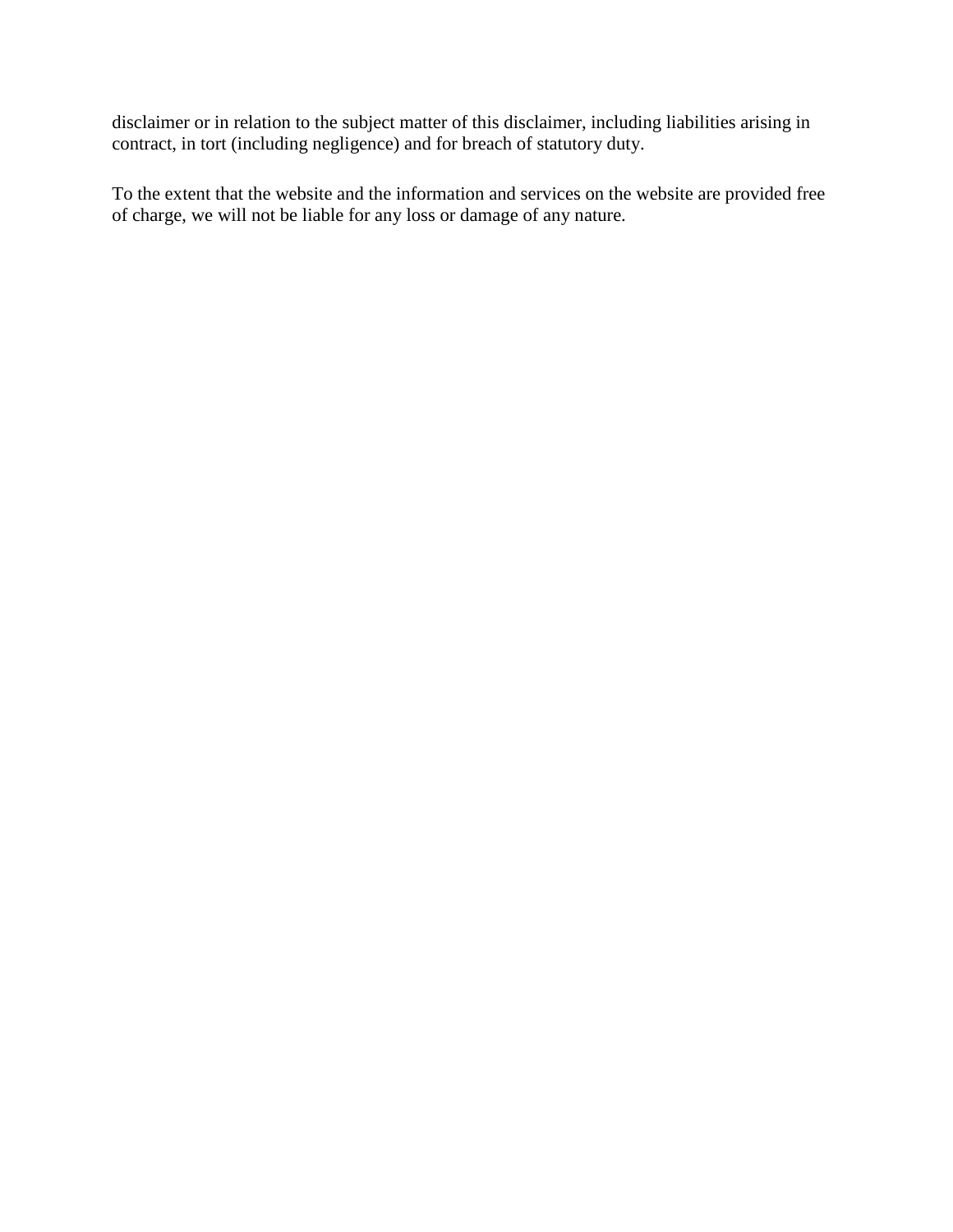disclaimer or in relation to the subject matter of this disclaimer, including liabilities arising in contract, in tort (including negligence) and for breach of statutory duty.

To the extent that the website and the information and services on the website are provided free of charge, we will not be liable for any loss or damage of any nature.